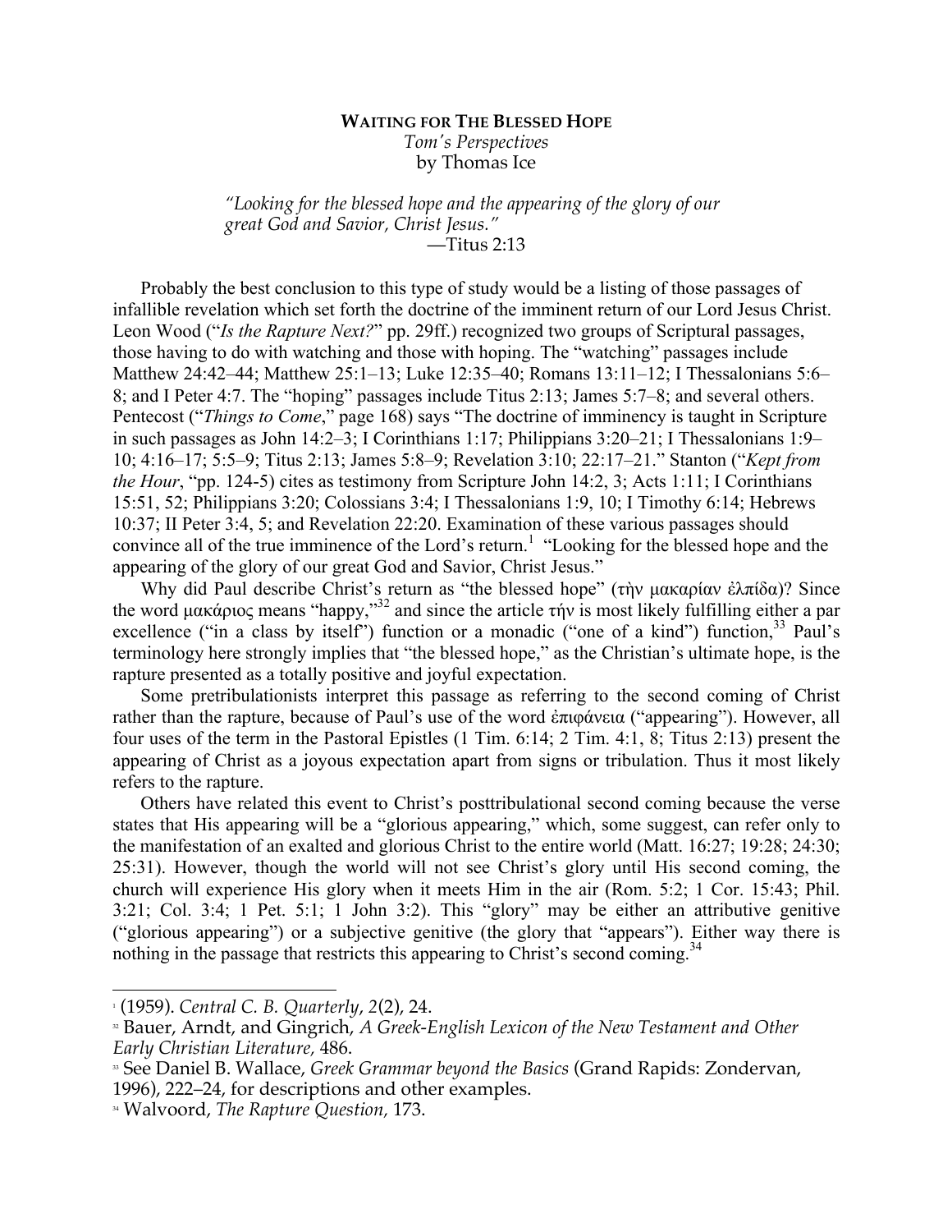**WAITING FOR THE BLESSED HOPE**

*Tom's Perspectives*

by Thomas Ice

*"Looking for the blessed hope and the appearing of the glory of our great God and Savior, Christ Jesus."*

—Titus 2:13

Probably the best conclusion to this type of study would be a listing of those passages of infallible revelation which set forth the doctrine of the imminent return of our Lord Jesus Christ. Leon Wood ("*Is the Rapture Next?*" pp. 29ff.) recognized two groups of Scriptural passages, those having to do with watching and those with hoping. The "watching" passages include Matthew 24:42–44; Matthew 25:1–13; Luke 12:35–40; Romans 13:11–12; I Thessalonians 5:6–8; and I Peter 4:7. The "hoping" passages include Titus 2:13; James 5:7–8; and several others. Pentecost ("*Things to Come*," page 168) says "The doctrine of imminency is taught in Scripture in such passages as John 14:2–3; I Corinthians 1:17; Philippians 3:20–21; I Thessalonians 1:9–10; 4:16–17; 5:5–9; Titus 2:13; James 5:8–9; Revelation 3:10; 22:17–21." Stanton ("*Kept from the Hour*, "pp. 124-5) cites as testimony from Scripture John 14:2, 3; Acts 1:11; I Corinthians 15:51, 52; Philippians 3:20; Colossians 3:4; I Thessalonians 1:9, 10; I Timothy 6:14; Hebrews 10:37; II Peter 3:4, 5; and Revelation 22:20. Examination of these various passages should convince all of the true imminence of the Lord's return.[1] "Looking for the blessed hope and the appearing of the glory of our great God and Savior, Christ Jesus."

Why did Paul describe Christ's return as "the blessed hope" (τὴν μακαρίαν ἐλπίδα)? Since the word μακάριος means "happy,"[32] and since the article τήν is most likely fulfilling either a par excellence ("in a class by itself") function or a monadic ("one of a kind") function,[33] Paul's terminology here strongly implies that "the blessed hope," as the Christian's ultimate hope, is the rapture presented as a totally positive and joyful expectation.

Some pretribulationists interpret this passage as referring to the second coming of Christ rather than the rapture, because of Paul's use of the word ἐπιφάνεια ("appearing"). However, all four uses of the term in the Pastoral Epistles (1 Tim. 6:14; 2 Tim. 4:1, 8; Titus 2:13) present the appearing of Christ as a joyous expectation apart from signs or tribulation. Thus it most likely refers to the rapture.

Others have related this event to Christ's posttribulational second coming because the verse states that His appearing will be a "glorious appearing," which, some suggest, can refer only to the manifestation of an exalted and glorious Christ to the entire world (Matt. 16:27; 19:28; 24:30; 25:31). However, though the world will not see Christ's glory until His second coming, the church will experience His glory when it meets Him in the air (Rom. 5:2; 1 Cor. 15:43; Phil. 3:21; Col. 3:4; 1 Pet. 5:1; 1 John 3:2). This "glory" may be either an attributive genitive ("glorious appearing") or a subjective genitive (the glory that "appears"). Either way there is nothing in the passage that restricts this appearing to Christ's second coming.[34]

---

[1] (1959). *Central C. B. Quarterly*, *2*(2), 24.

[32] Bauer, Arndt, and Gingrich, *A Greek-English Lexicon of the New Testament and Other Early Christian Literature*, 486.

[33] See Daniel B. Wallace, *Greek Grammar beyond the Basics* (Grand Rapids: Zondervan, 1996), 222–24, for descriptions and other examples.

[34] Walvoord, *The Rapture Question*, 173.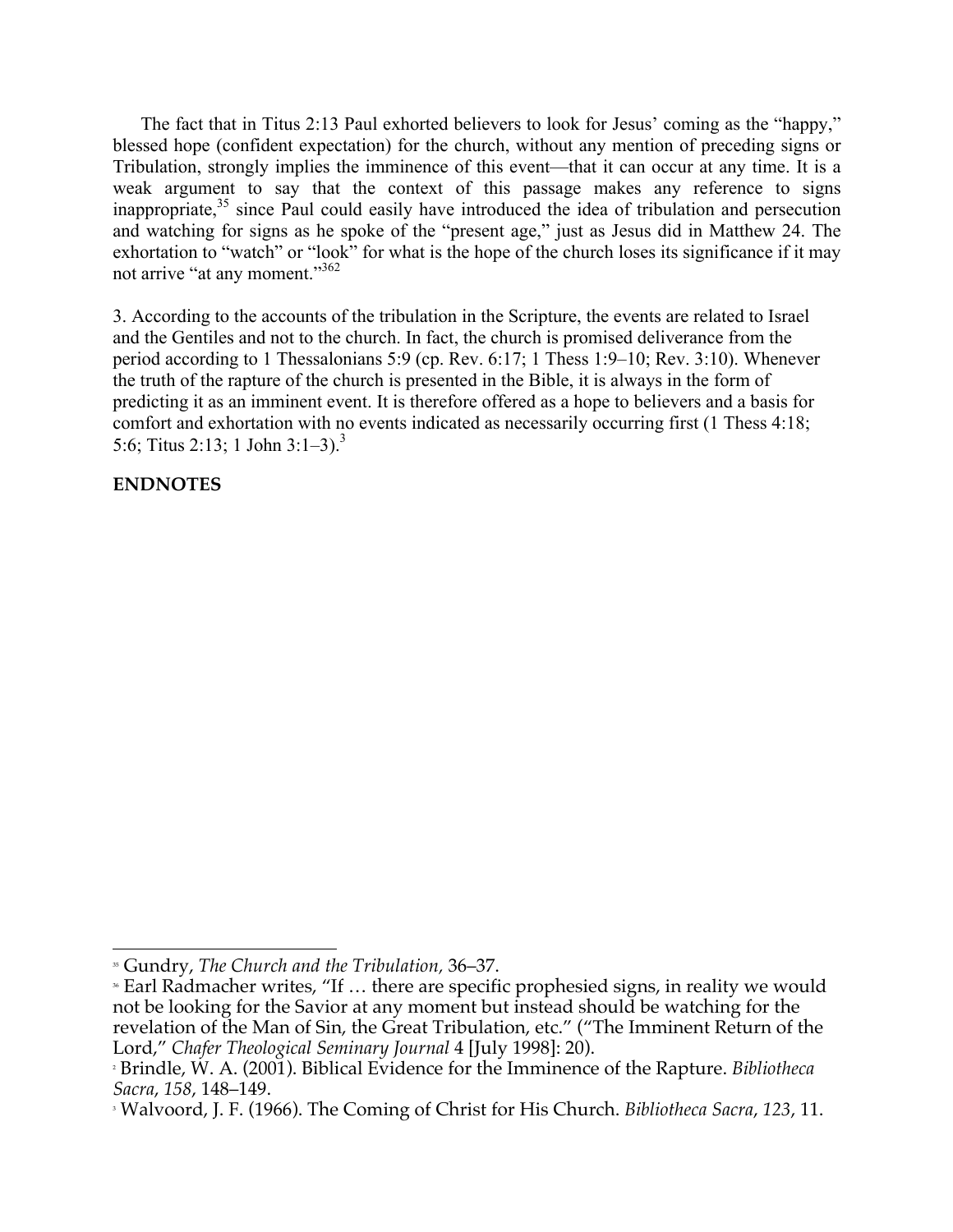The fact that in Titus 2:13 Paul exhorted believers to look for Jesus' coming as the "happy," blessed hope (confident expectation) for the church, without any mention of preceding signs or Tribulation, strongly implies the imminence of this event—that it can occur at any time. It is a weak argument to say that the context of this passage makes any reference to signs inappropriate,[35] since Paul could easily have introduced the idea of tribulation and persecution and watching for signs as he spoke of the "present age," just as Jesus did in Matthew 24. The exhortation to "watch" or "look" for what is the hope of the church loses its significance if it may not arrive "at any moment."[36][2]

3. According to the accounts of the tribulation in the Scripture, the events are related to Israel and the Gentiles and not to the church. In fact, the church is promised deliverance from the period according to 1 Thessalonians 5:9 (cp. Rev. 6:17; 1 Thess 1:9–10; Rev. 3:10). Whenever the truth of the rapture of the church is presented in the Bible, it is always in the form of predicting it as an imminent event. It is therefore offered as a hope to believers and a basis for comfort and exhortation with no events indicated as necessarily occurring first (1 Thess 4:18; 5:6; Titus 2:13; 1 John 3:1–3).[3]

**ENDNOTES**

---

[35] Gundry, *The Church and the Tribulation,* 36–37.

[36] Earl Radmacher writes, "If … there are specific prophesied signs, in reality we would not be looking for the Savior at any moment but instead should be watching for the revelation of the Man of Sin, the Great Tribulation, etc." ("The Imminent Return of the Lord," *Chafer Theological Seminary Journal* 4 [July 1998]: 20).

[2] Brindle, W. A. (2001). Biblical Evidence for the Imminence of the Rapture. *Bibliotheca Sacra*, *158*, 148–149.

[3] Walvoord, J. F. (1966). The Coming of Christ for His Church. *Bibliotheca Sacra*, *123*, 11.